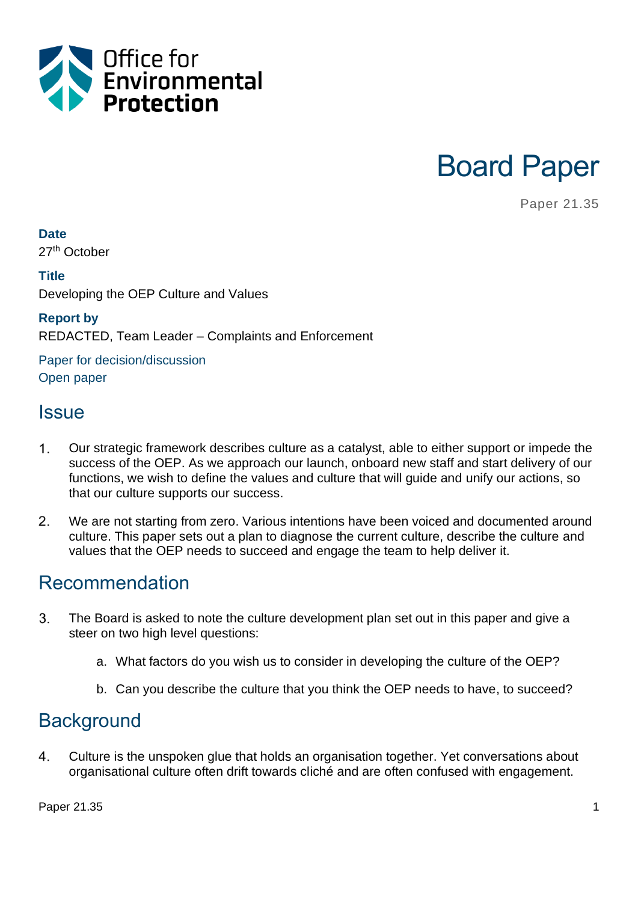Office for Environmental Protection

# Board Paper

Paper 21.35

**Date**
27th October

**Title**
Developing the OEP Culture and Values

**Report by**
REDACTED, Team Leader – Complaints and Enforcement

Paper for decision/discussion
Open paper

## Issue

1. Our strategic framework describes culture as a catalyst, able to either support or impede the success of the OEP. As we approach our launch, onboard new staff and start delivery of our functions, we wish to define the values and culture that will guide and unify our actions, so that our culture supports our success.

2. We are not starting from zero. Various intentions have been voiced and documented around culture. This paper sets out a plan to diagnose the current culture, describe the culture and values that the OEP needs to succeed and engage the team to help deliver it.

## Recommendation

3. The Board is asked to note the culture development plan set out in this paper and give a steer on two high level questions:

    a. What factors do you wish us to consider in developing the culture of the OEP?

    b. Can you describe the culture that you think the OEP needs to have, to succeed?

## Background

4. Culture is the unspoken glue that holds an organisation together. Yet conversations about organisational culture often drift towards cliché and are often confused with engagement.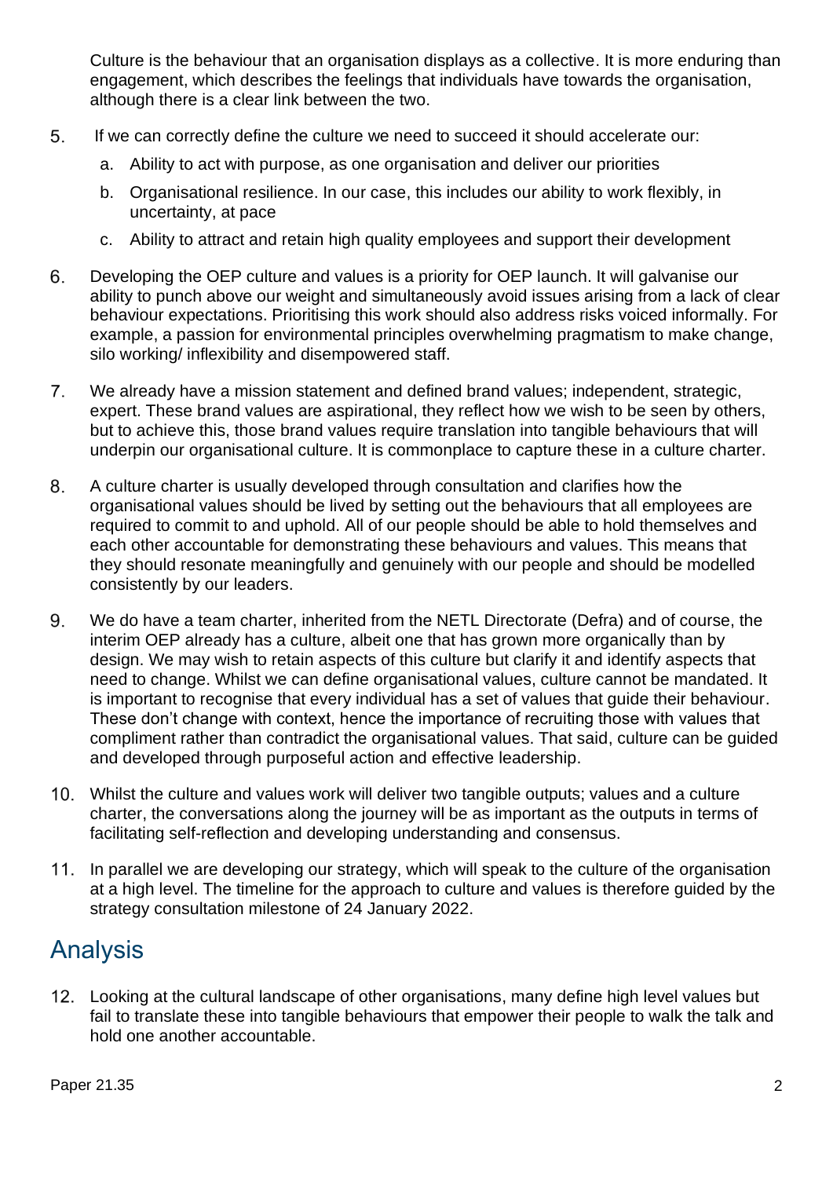Culture is the behaviour that an organisation displays as a collective. It is more enduring than engagement, which describes the feelings that individuals have towards the organisation, although there is a clear link between the two.

5. If we can correctly define the culture we need to succeed it should accelerate our:
   a. Ability to act with purpose, as one organisation and deliver our priorities
   b. Organisational resilience. In our case, this includes our ability to work flexibly, in uncertainty, at pace
   c. Ability to attract and retain high quality employees and support their development

6. Developing the OEP culture and values is a priority for OEP launch. It will galvanise our ability to punch above our weight and simultaneously avoid issues arising from a lack of clear behaviour expectations. Prioritising this work should also address risks voiced informally. For example, a passion for environmental principles overwhelming pragmatism to make change, silo working/ inflexibility and disempowered staff.

7. We already have a mission statement and defined brand values; independent, strategic, expert. These brand values are aspirational, they reflect how we wish to be seen by others, but to achieve this, those brand values require translation into tangible behaviours that will underpin our organisational culture. It is commonplace to capture these in a culture charter.

8. A culture charter is usually developed through consultation and clarifies how the organisational values should be lived by setting out the behaviours that all employees are required to commit to and uphold. All of our people should be able to hold themselves and each other accountable for demonstrating these behaviours and values. This means that they should resonate meaningfully and genuinely with our people and should be modelled consistently by our leaders.

9. We do have a team charter, inherited from the NETL Directorate (Defra) and of course, the interim OEP already has a culture, albeit one that has grown more organically than by design. We may wish to retain aspects of this culture but clarify it and identify aspects that need to change. Whilst we can define organisational values, culture cannot be mandated. It is important to recognise that every individual has a set of values that guide their behaviour. These don't change with context, hence the importance of recruiting those with values that compliment rather than contradict the organisational values. That said, culture can be guided and developed through purposeful action and effective leadership.

10. Whilst the culture and values work will deliver two tangible outputs; values and a culture charter, the conversations along the journey will be as important as the outputs in terms of facilitating self-reflection and developing understanding and consensus.

11. In parallel we are developing our strategy, which will speak to the culture of the organisation at a high level. The timeline for the approach to culture and values is therefore guided by the strategy consultation milestone of 24 January 2022.

## Analysis

12. Looking at the cultural landscape of other organisations, many define high level values but fail to translate these into tangible behaviours that empower their people to walk the talk and hold one another accountable.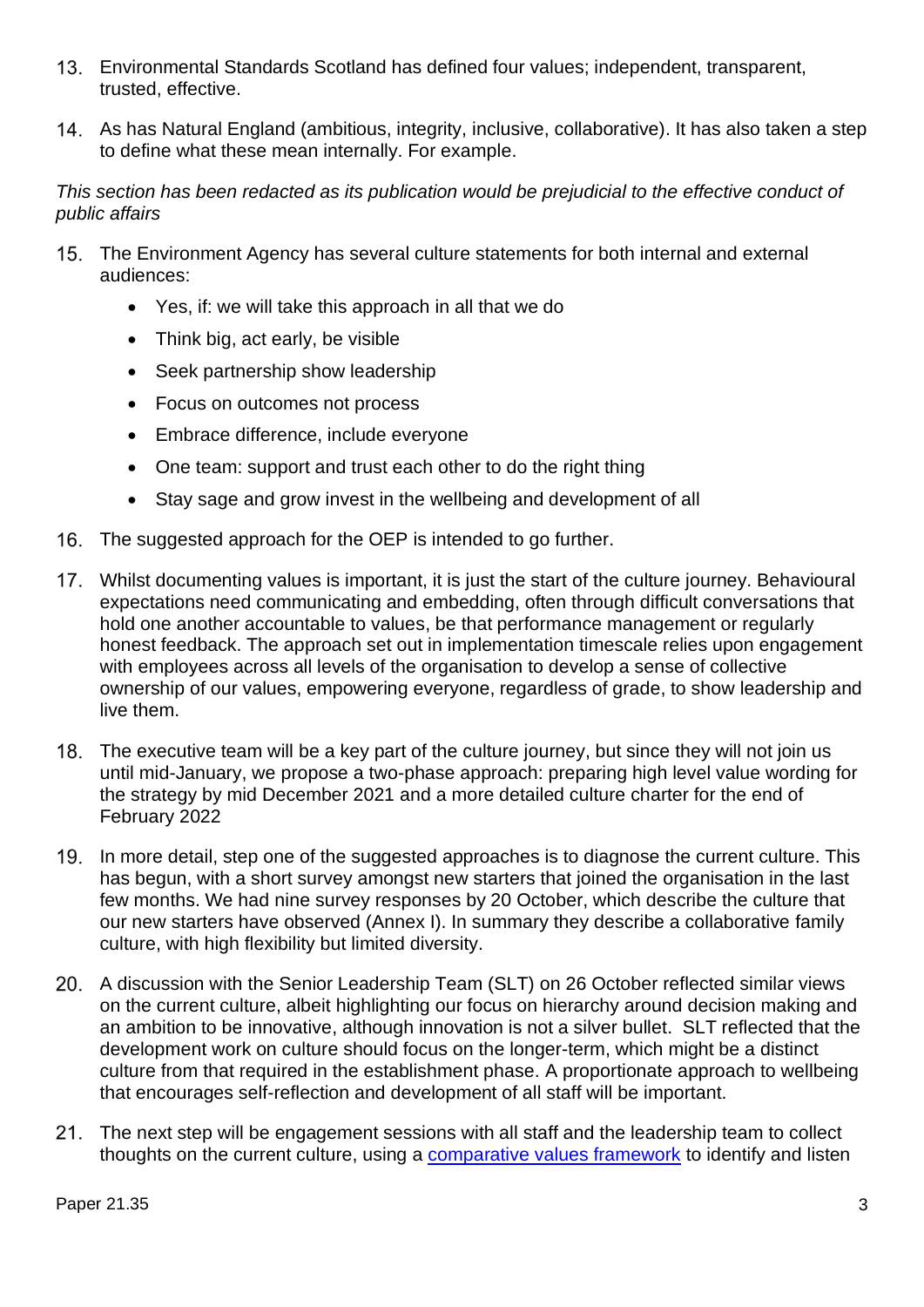13. Environmental Standards Scotland has defined four values; independent, transparent, trusted, effective.

14. As has Natural England (ambitious, integrity, inclusive, collaborative). It has also taken a step to define what these mean internally. For example.

*This section has been redacted as its publication would be prejudicial to the effective conduct of public affairs*

15. The Environment Agency has several culture statements for both internal and external audiences:

    - Yes, if: we will take this approach in all that we do
    - Think big, act early, be visible
    - Seek partnership show leadership
    - Focus on outcomes not process
    - Embrace difference, include everyone
    - One team: support and trust each other to do the right thing
    - Stay sage and grow invest in the wellbeing and development of all

16. The suggested approach for the OEP is intended to go further.

17. Whilst documenting values is important, it is just the start of the culture journey. Behavioural expectations need communicating and embedding, often through difficult conversations that hold one another accountable to values, be that performance management or regularly honest feedback. The approach set out in implementation timescale relies upon engagement with employees across all levels of the organisation to develop a sense of collective ownership of our values, empowering everyone, regardless of grade, to show leadership and live them.

18. The executive team will be a key part of the culture journey, but since they will not join us until mid-January, we propose a two-phase approach: preparing high level value wording for the strategy by mid December 2021 and a more detailed culture charter for the end of February 2022

19. In more detail, step one of the suggested approaches is to diagnose the current culture. This has begun, with a short survey amongst new starters that joined the organisation in the last few months. We had nine survey responses by 20 October, which describe the culture that our new starters have observed (Annex I). In summary they describe a collaborative family culture, with high flexibility but limited diversity.

20. A discussion with the Senior Leadership Team (SLT) on 26 October reflected similar views on the current culture, albeit highlighting our focus on hierarchy around decision making and an ambition to be innovative, although innovation is not a silver bullet. SLT reflected that the development work on culture should focus on the longer-term, which might be a distinct culture from that required in the establishment phase. A proportionate approach to wellbeing that encourages self-reflection and development of all staff will be important.

21. The next step will be engagement sessions with all staff and the leadership team to collect thoughts on the current culture, using a comparative values framework to identify and listen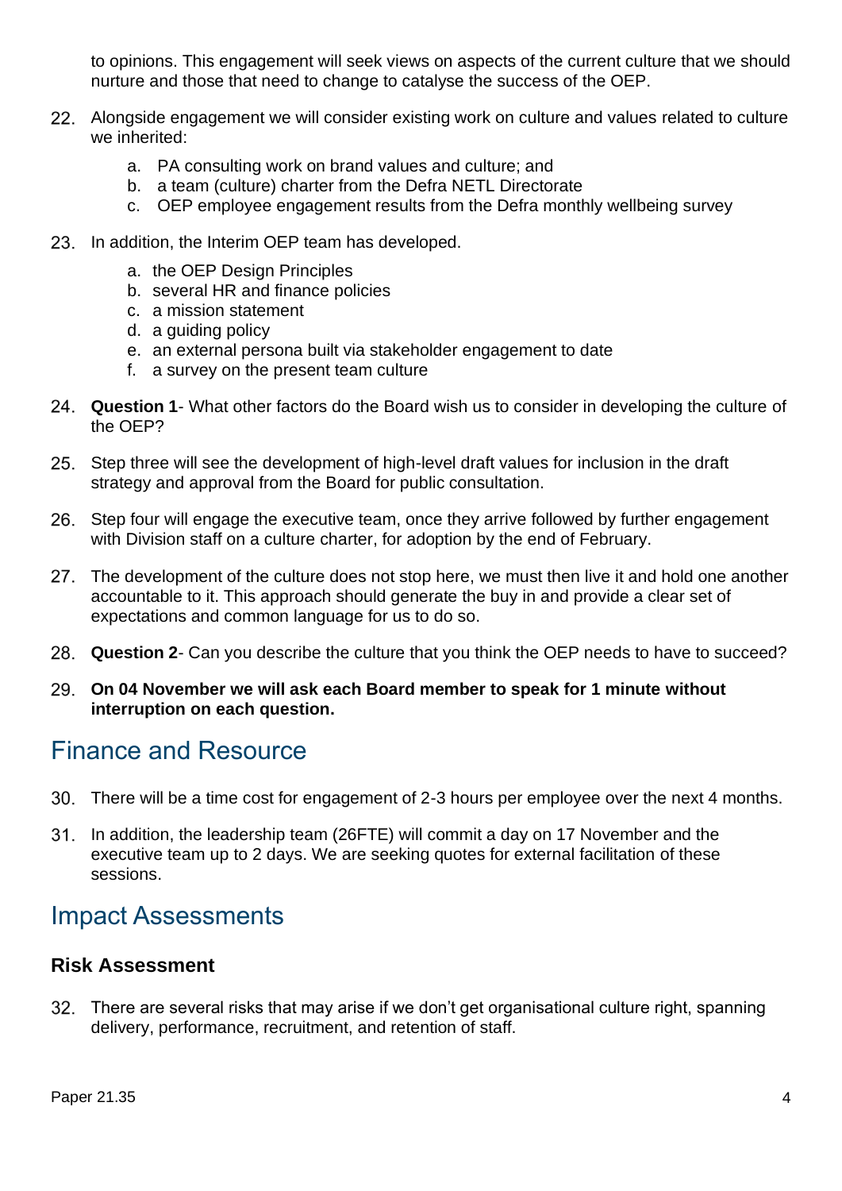to opinions. This engagement will seek views on aspects of the current culture that we should nurture and those that need to change to catalyse the success of the OEP.

22. Alongside engagement we will consider existing work on culture and values related to culture we inherited:

    a. PA consulting work on brand values and culture; and
    b. a team (culture) charter from the Defra NETL Directorate
    c. OEP employee engagement results from the Defra monthly wellbeing survey

23. In addition, the Interim OEP team has developed.

    a. the OEP Design Principles
    b. several HR and finance policies
    c. a mission statement
    d. a guiding policy
    e. an external persona built via stakeholder engagement to date
    f. a survey on the present team culture

24. **Question 1**- What other factors do the Board wish us to consider in developing the culture of the OEP?

25. Step three will see the development of high-level draft values for inclusion in the draft strategy and approval from the Board for public consultation.

26. Step four will engage the executive team, once they arrive followed by further engagement with Division staff on a culture charter, for adoption by the end of February.

27. The development of the culture does not stop here, we must then live it and hold one another accountable to it. This approach should generate the buy in and provide a clear set of expectations and common language for us to do so.

28. **Question 2**- Can you describe the culture that you think the OEP needs to have to succeed?

29. **On 04 November we will ask each Board member to speak for 1 minute without interruption on each question.**

## Finance and Resource

30. There will be a time cost for engagement of 2-3 hours per employee over the next 4 months.

31. In addition, the leadership team (26FTE) will commit a day on 17 November and the executive team up to 2 days. We are seeking quotes for external facilitation of these sessions.

## Impact Assessments

### Risk Assessment

32. There are several risks that may arise if we don't get organisational culture right, spanning delivery, performance, recruitment, and retention of staff.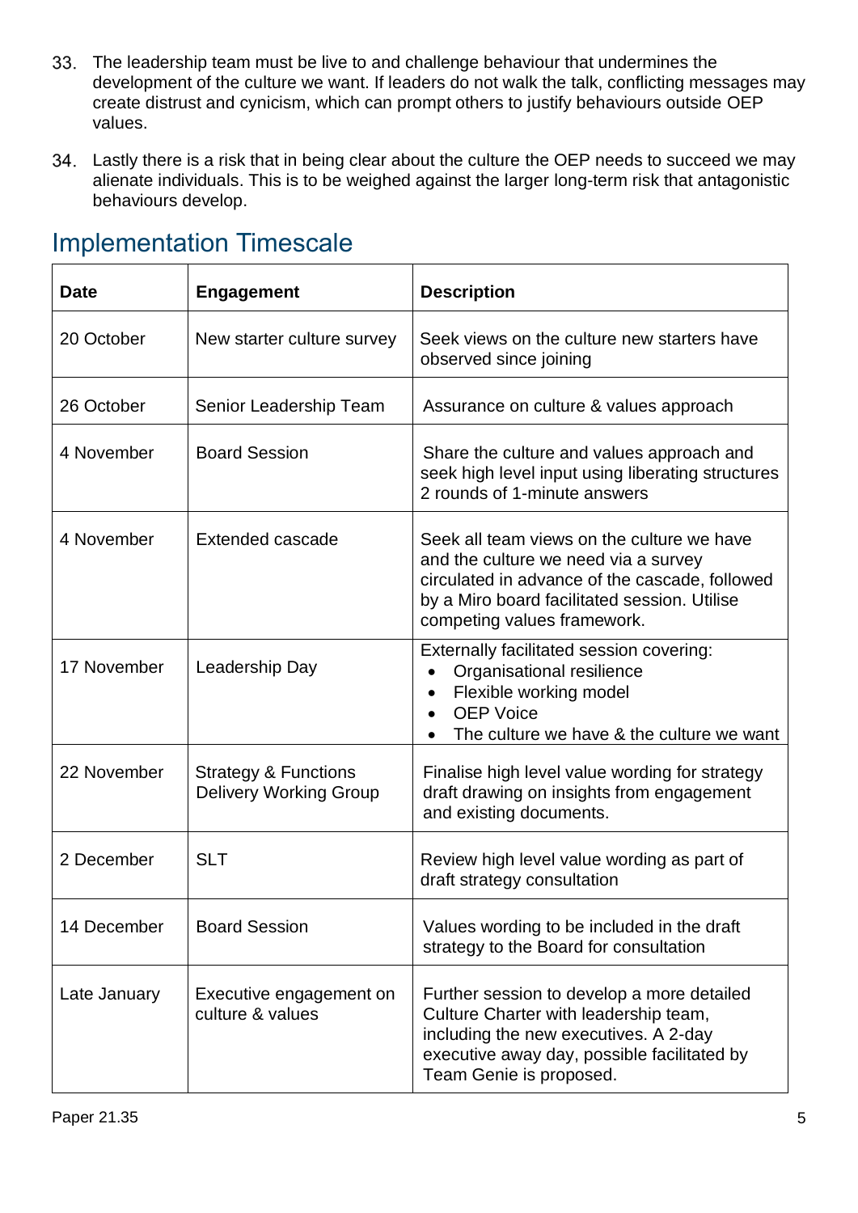33. The leadership team must be live to and challenge behaviour that undermines the development of the culture we want. If leaders do not walk the talk, conflicting messages may create distrust and cynicism, which can prompt others to justify behaviours outside OEP values.

34. Lastly there is a risk that in being clear about the culture the OEP needs to succeed we may alienate individuals. This is to be weighed against the larger long-term risk that antagonistic behaviours develop.

## Implementation Timescale

| Date | Engagement | Description |
|---|---|---|
| 20 October | New starter culture survey | Seek views on the culture new starters have observed since joining |
| 26 October | Senior Leadership Team | Assurance on culture & values approach |
| 4 November | Board Session | Share the culture and values approach and seek high level input using liberating structures 2 rounds of 1-minute answers |
| 4 November | Extended cascade | Seek all team views on the culture we have and the culture we need via a survey circulated in advance of the cascade, followed by a Miro board facilitated session. Utilise competing values framework. |
| 17 November | Leadership Day | Externally facilitated session covering:<br>• Organisational resilience<br>• Flexible working model<br>• OEP Voice<br>• The culture we have & the culture we want |
| 22 November | Strategy & Functions Delivery Working Group | Finalise high level value wording for strategy draft drawing on insights from engagement and existing documents. |
| 2 December | SLT | Review high level value wording as part of draft strategy consultation |
| 14 December | Board Session | Values wording to be included in the draft strategy to the Board for consultation |
| Late January | Executive engagement on culture & values | Further session to develop a more detailed Culture Charter with leadership team, including the new executives. A 2-day executive away day, possible facilitated by Team Genie is proposed. |

Paper 21.35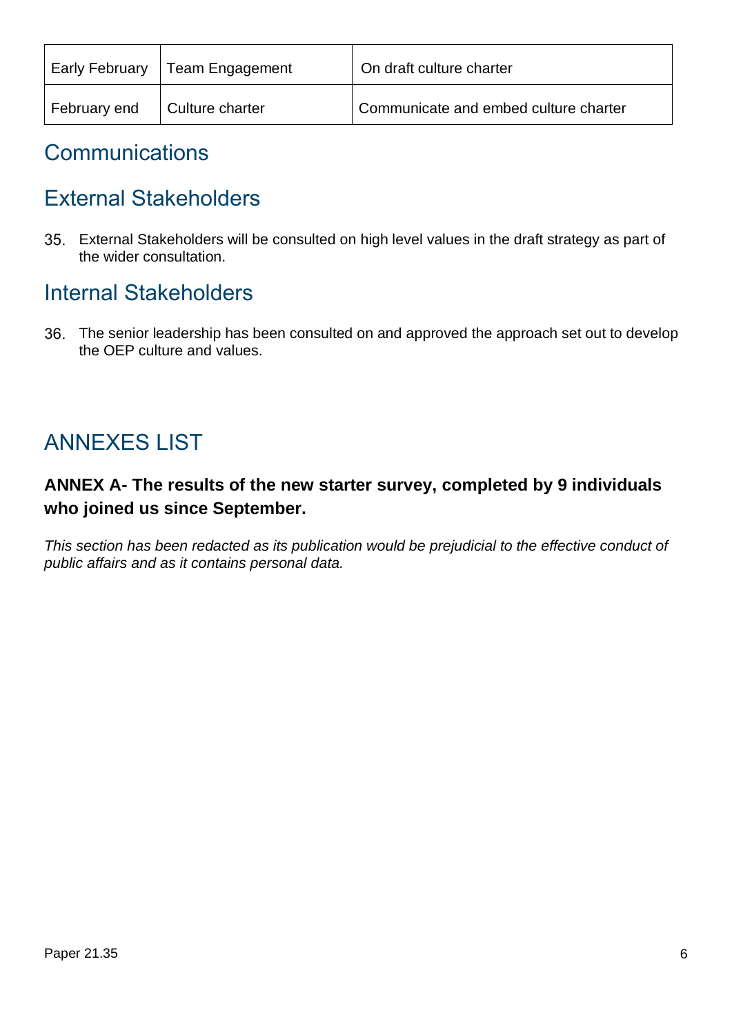| | | |
|---|---|---|
| Early February | Team Engagement | On draft culture charter |
| February end | Culture charter | Communicate and embed culture charter |

## Communications

## External Stakeholders

35. External Stakeholders will be consulted on high level values in the draft strategy as part of the wider consultation.

## Internal Stakeholders

36. The senior leadership has been consulted on and approved the approach set out to develop the OEP culture and values.

## ANNEXES LIST

### ANNEX A- The results of the new starter survey, completed by 9 individuals who joined us since September.

*This section has been redacted as its publication would be prejudicial to the effective conduct of public affairs and as it contains personal data.*

Paper 21.35